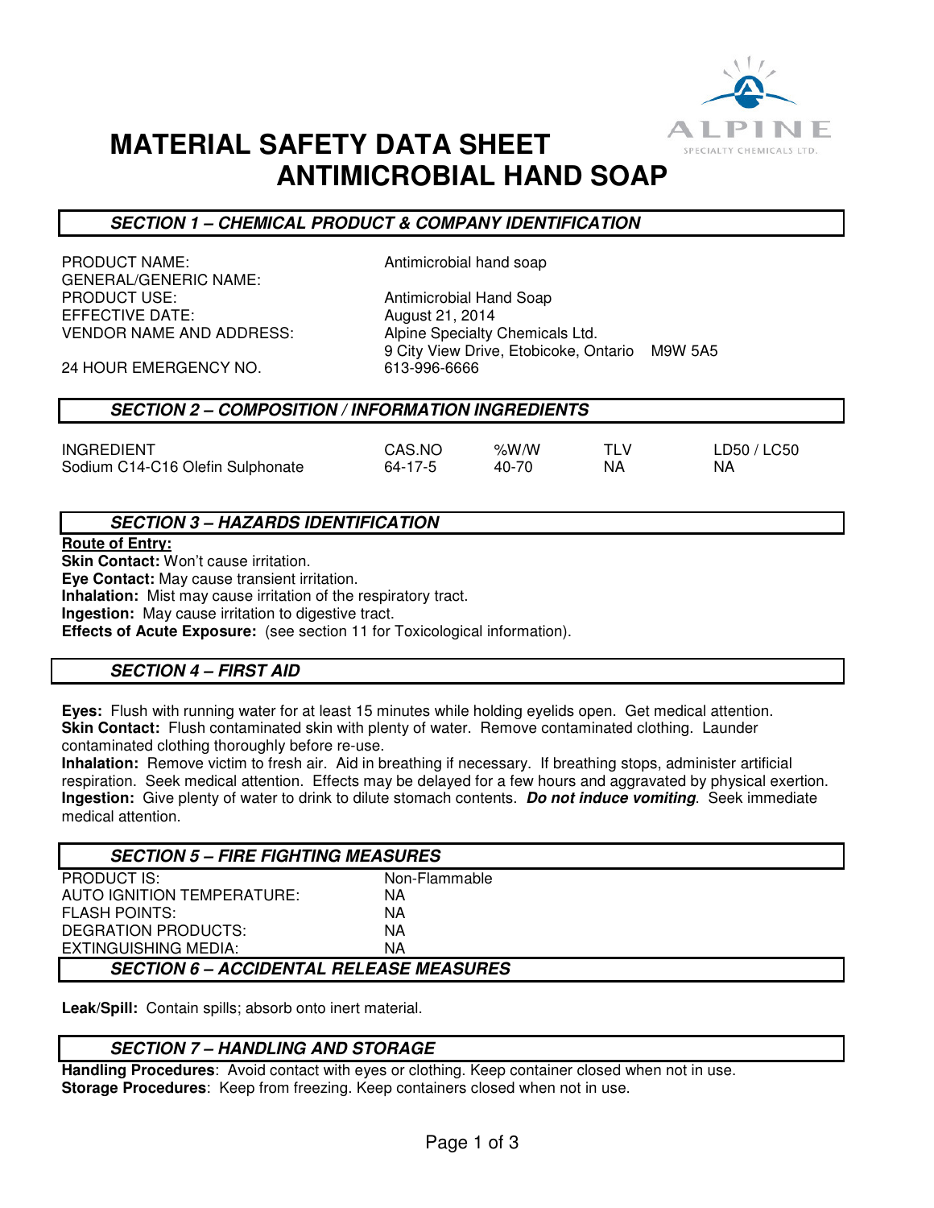# MATERIAL SAFETY DATA SHEET
# ANTIMICROBIAL HAND SOAP

ALPINE SPECIALTY CHEMICALS LTD.

## SECTION 1 – CHEMICAL PRODUCT & COMPANY IDENTIFICATION

| | |
|---|---|
| PRODUCT NAME: | Antimicrobial hand soap |
| GENERAL/GENERIC NAME: | |
| PRODUCT USE: | Antimicrobial Hand Soap |
| EFFECTIVE DATE: | August 21, 2014 |
| VENDOR NAME AND ADDRESS: | Alpine Specialty Chemicals Ltd.<br>9 City View Drive, Etobicoke, Ontario M9W 5A5 |
| 24 HOUR EMERGENCY NO. | 613-996-6666 |

## SECTION 2 – COMPOSITION / INFORMATION INGREDIENTS

| INGREDIENT | CAS.NO | %W/W | TLV | LD50 / LC50 |
|---|---|---|---|---|
| Sodium C14-C16 Olefin Sulphonate | 64-17-5 | 40-70 | NA | NA |

## SECTION 3 – HAZARDS IDENTIFICATION

**Route of Entry:**

**Skin Contact:** Won't cause irritation.
**Eye Contact:** May cause transient irritation.
**Inhalation:** Mist may cause irritation of the respiratory tract.
**Ingestion:** May cause irritation to digestive tract.
**Effects of Acute Exposure:** (see section 11 for Toxicological information).

## SECTION 4 – FIRST AID

**Eyes:** Flush with running water for at least 15 minutes while holding eyelids open. Get medical attention.
**Skin Contact:** Flush contaminated skin with plenty of water. Remove contaminated clothing. Launder contaminated clothing thoroughly before re-use.
**Inhalation:** Remove victim to fresh air. Aid in breathing if necessary. If breathing stops, administer artificial respiration. Seek medical attention. Effects may be delayed for a few hours and aggravated by physical exertion.
**Ingestion:** Give plenty of water to drink to dilute stomach contents. ***Do not induce vomiting***. Seek immediate medical attention.

## SECTION 5 – FIRE FIGHTING MEASURES

| | |
|---|---|
| PRODUCT IS: | Non-Flammable |
| AUTO IGNITION TEMPERATURE: | NA |
| FLASH POINTS: | NA |
| DEGRATION PRODUCTS: | NA |
| EXTINGUISHING MEDIA: | NA |

## SECTION 6 – ACCIDENTAL RELEASE MEASURES

**Leak/Spill:** Contain spills; absorb onto inert material.

## SECTION 7 – HANDLING AND STORAGE

**Handling Procedures**: Avoid contact with eyes or clothing. Keep container closed when not in use.
**Storage Procedures**: Keep from freezing. Keep containers closed when not in use.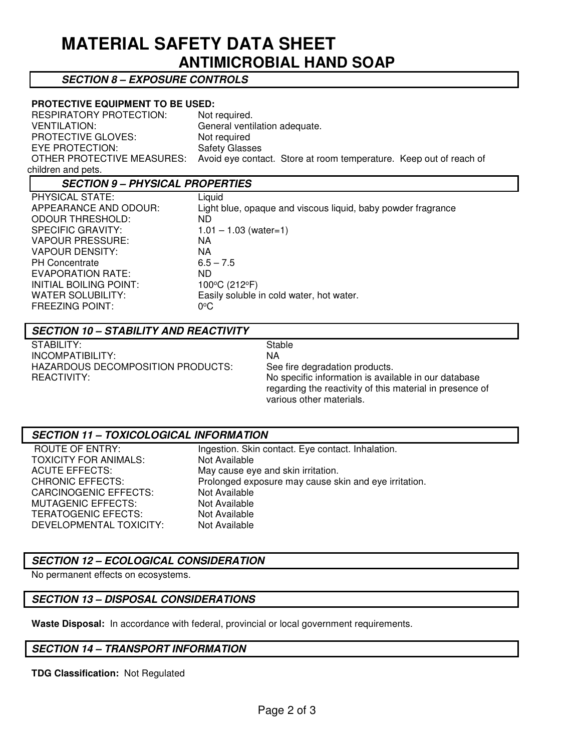# MATERIAL SAFETY DATA SHEET
## ANTIMICROBIAL HAND SOAP

### *SECTION 8 – EXPOSURE CONTROLS*

**PROTECTIVE EQUIPMENT TO BE USED:**

| | |
|---|---|
| RESPIRATORY PROTECTION: | Not required. |
| VENTILATION: | General ventilation adequate. |
| PROTECTIVE GLOVES: | Not required |
| EYE PROTECTION: | Safety Glasses |
| OTHER PROTECTIVE MEASURES: | Avoid eye contact. Store at room temperature. Keep out of reach of children and pets. |

### *SECTION 9 – PHYSICAL PROPERTIES*

| | |
|---|---|
| PHYSICAL STATE: | Liquid |
| APPEARANCE AND ODOUR: | Light blue, opaque and viscous liquid, baby powder fragrance |
| ODOUR THRESHOLD: | ND |
| SPECIFIC GRAVITY: | 1.01 – 1.03 (water=1) |
| VAPOUR PRESSURE: | NA |
| VAPOUR DENSITY: | NA |
| PH Concentrate | 6.5 – 7.5 |
| EVAPORATION RATE: | ND |
| INITIAL BOILING POINT: | 100°C (212°F) |
| WATER SOLUBILITY: | Easily soluble in cold water, hot water. |
| FREEZING POINT: | 0°C |

### *SECTION 10 – STABILITY AND REACTIVITY*

| | |
|---|---|
| STABILITY: | Stable |
| INCOMPATIBILITY: | NA |
| HAZARDOUS DECOMPOSITION PRODUCTS: | See fire degradation products. |
| REACTIVITY: | No specific information is available in our database regarding the reactivity of this material in presence of various other materials. |

### *SECTION 11 – TOXICOLOGICAL INFORMATION*

| | |
|---|---|
| ROUTE OF ENTRY: | Ingestion. Skin contact. Eye contact. Inhalation. |
| TOXICITY FOR ANIMALS: | Not Available |
| ACUTE EFFECTS: | May cause eye and skin irritation. |
| CHRONIC EFFECTS: | Prolonged exposure may cause skin and eye irritation. |
| CARCINOGENIC EFFECTS: | Not Available |
| MUTAGENIC EFFECTS: | Not Available |
| TERATOGENIC EFECTS: | Not Available |
| DEVELOPMENTAL TOXICITY: | Not Available |

### *SECTION 12 – ECOLOGICAL CONSIDERATION*

No permanent effects on ecosystems.

### *SECTION 13 – DISPOSAL CONSIDERATIONS*

**Waste Disposal:** In accordance with federal, provincial or local government requirements.

### *SECTION 14 – TRANSPORT INFORMATION*

**TDG Classification:** Not Regulated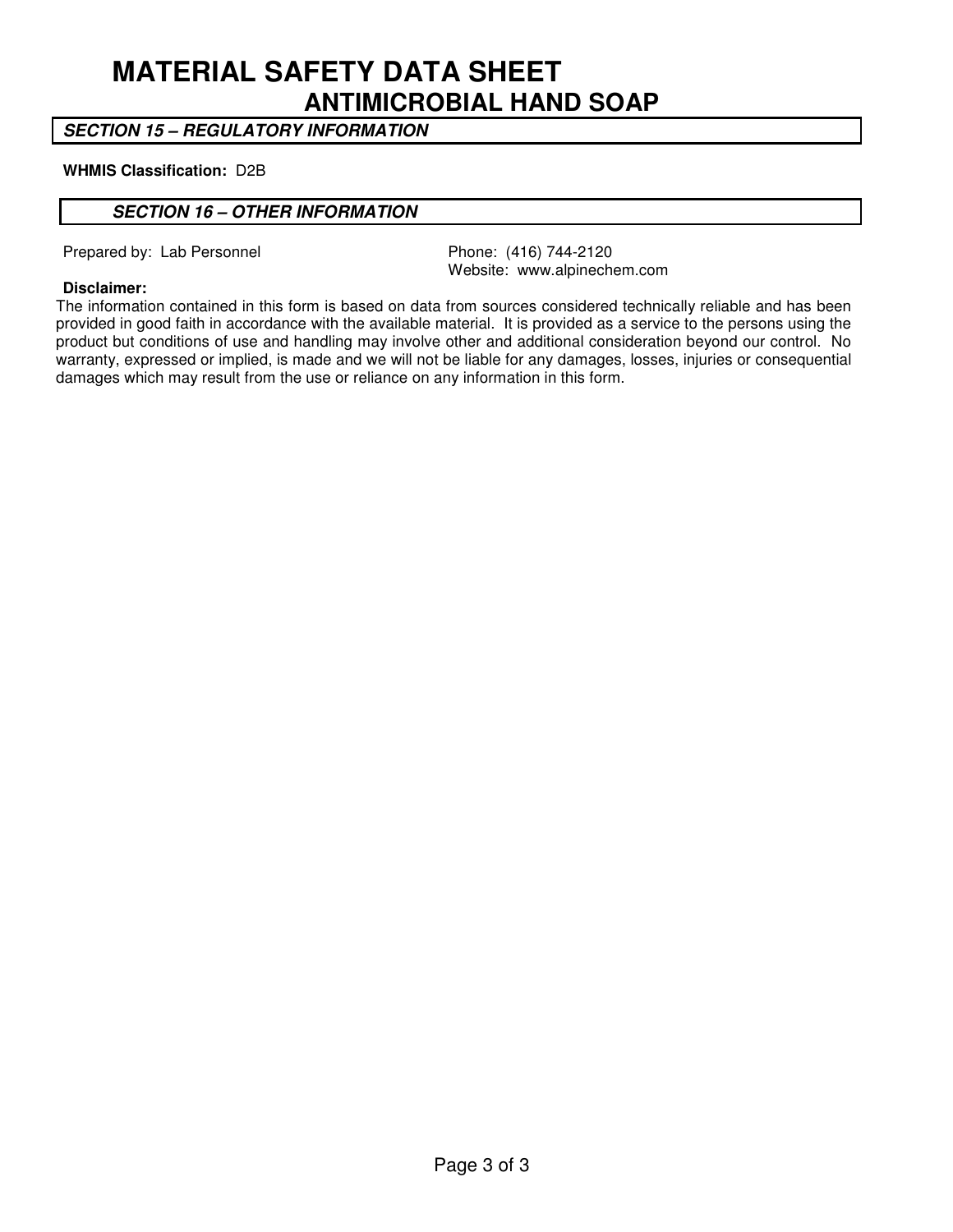# MATERIAL SAFETY DATA SHEET

## ANTIMICROBIAL HAND SOAP

### *SECTION 15 – REGULATORY INFORMATION*

**WHMIS Classification:** D2B

### *SECTION 16 – OTHER INFORMATION*

Prepared by: Lab Personnel

Phone: (416) 744-2120
Website: www.alpinechem.com

**Disclaimer:**

The information contained in this form is based on data from sources considered technically reliable and has been provided in good faith in accordance with the available material. It is provided as a service to the persons using the product but conditions of use and handling may involve other and additional consideration beyond our control. No warranty, expressed or implied, is made and we will not be liable for any damages, losses, injuries or consequential damages which may result from the use or reliance on any information in this form.